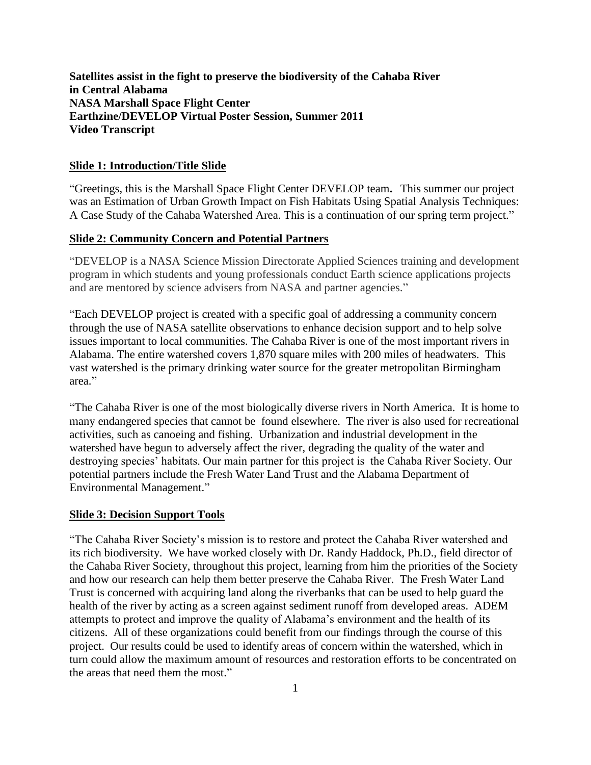**Satellites assist in the fight to preserve the biodiversity of the Cahaba River in Central Alabama**
**NASA Marshall Space Flight Center**
**Earthzine/DEVELOP Virtual Poster Session, Summer 2011**
**Video Transcript**

## Slide 1: Introduction/Title Slide

"Greetings, this is the Marshall Space Flight Center DEVELOP team**.** This summer our project was an Estimation of Urban Growth Impact on Fish Habitats Using Spatial Analysis Techniques: A Case Study of the Cahaba Watershed Area. This is a continuation of our spring term project."

## Slide 2: Community Concern and Potential Partners

"DEVELOP is a NASA Science Mission Directorate Applied Sciences training and development program in which students and young professionals conduct Earth science applications projects and are mentored by science advisers from NASA and partner agencies."

"Each DEVELOP project is created with a specific goal of addressing a community concern through the use of NASA satellite observations to enhance decision support and to help solve issues important to local communities. The Cahaba River is one of the most important rivers in Alabama. The entire watershed covers 1,870 square miles with 200 miles of headwaters. This vast watershed is the primary drinking water source for the greater metropolitan Birmingham area."

"The Cahaba River is one of the most biologically diverse rivers in North America. It is home to many endangered species that cannot be found elsewhere. The river is also used for recreational activities, such as canoeing and fishing. Urbanization and industrial development in the watershed have begun to adversely affect the river, degrading the quality of the water and destroying species' habitats. Our main partner for this project is the Cahaba River Society. Our potential partners include the Fresh Water Land Trust and the Alabama Department of Environmental Management."

## Slide 3: Decision Support Tools

"The Cahaba River Society's mission is to restore and protect the Cahaba River watershed and its rich biodiversity. We have worked closely with Dr. Randy Haddock, Ph.D., field director of the Cahaba River Society, throughout this project, learning from him the priorities of the Society and how our research can help them better preserve the Cahaba River. The Fresh Water Land Trust is concerned with acquiring land along the riverbanks that can be used to help guard the health of the river by acting as a screen against sediment runoff from developed areas. ADEM attempts to protect and improve the quality of Alabama's environment and the health of its citizens. All of these organizations could benefit from our findings through the course of this project. Our results could be used to identify areas of concern within the watershed, which in turn could allow the maximum amount of resources and restoration efforts to be concentrated on the areas that need them the most."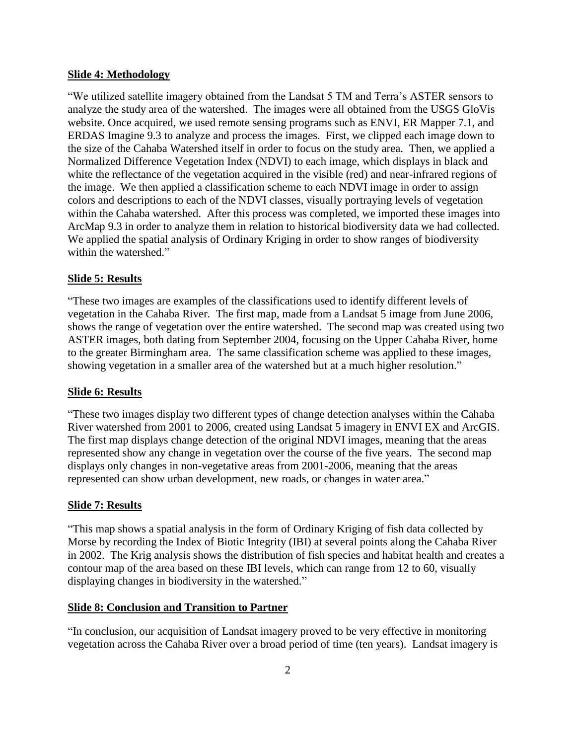**Slide 4: Methodology**

"We utilized satellite imagery obtained from the Landsat 5 TM and Terra's ASTER sensors to analyze the study area of the watershed. The images were all obtained from the USGS GloVis website. Once acquired, we used remote sensing programs such as ENVI, ER Mapper 7.1, and ERDAS Imagine 9.3 to analyze and process the images. First, we clipped each image down to the size of the Cahaba Watershed itself in order to focus on the study area. Then, we applied a Normalized Difference Vegetation Index (NDVI) to each image, which displays in black and white the reflectance of the vegetation acquired in the visible (red) and near-infrared regions of the image. We then applied a classification scheme to each NDVI image in order to assign colors and descriptions to each of the NDVI classes, visually portraying levels of vegetation within the Cahaba watershed. After this process was completed, we imported these images into ArcMap 9.3 in order to analyze them in relation to historical biodiversity data we had collected. We applied the spatial analysis of Ordinary Kriging in order to show ranges of biodiversity within the watershed."

**Slide 5: Results**

"These two images are examples of the classifications used to identify different levels of vegetation in the Cahaba River. The first map, made from a Landsat 5 image from June 2006, shows the range of vegetation over the entire watershed. The second map was created using two ASTER images, both dating from September 2004, focusing on the Upper Cahaba River, home to the greater Birmingham area. The same classification scheme was applied to these images, showing vegetation in a smaller area of the watershed but at a much higher resolution."

**Slide 6: Results**

"These two images display two different types of change detection analyses within the Cahaba River watershed from 2001 to 2006, created using Landsat 5 imagery in ENVI EX and ArcGIS. The first map displays change detection of the original NDVI images, meaning that the areas represented show any change in vegetation over the course of the five years. The second map displays only changes in non-vegetative areas from 2001-2006, meaning that the areas represented can show urban development, new roads, or changes in water area."

**Slide 7: Results**

"This map shows a spatial analysis in the form of Ordinary Kriging of fish data collected by Morse by recording the Index of Biotic Integrity (IBI) at several points along the Cahaba River in 2002. The Krig analysis shows the distribution of fish species and habitat health and creates a contour map of the area based on these IBI levels, which can range from 12 to 60, visually displaying changes in biodiversity in the watershed."

**Slide 8: Conclusion and Transition to Partner**

"In conclusion, our acquisition of Landsat imagery proved to be very effective in monitoring vegetation across the Cahaba River over a broad period of time (ten years). Landsat imagery is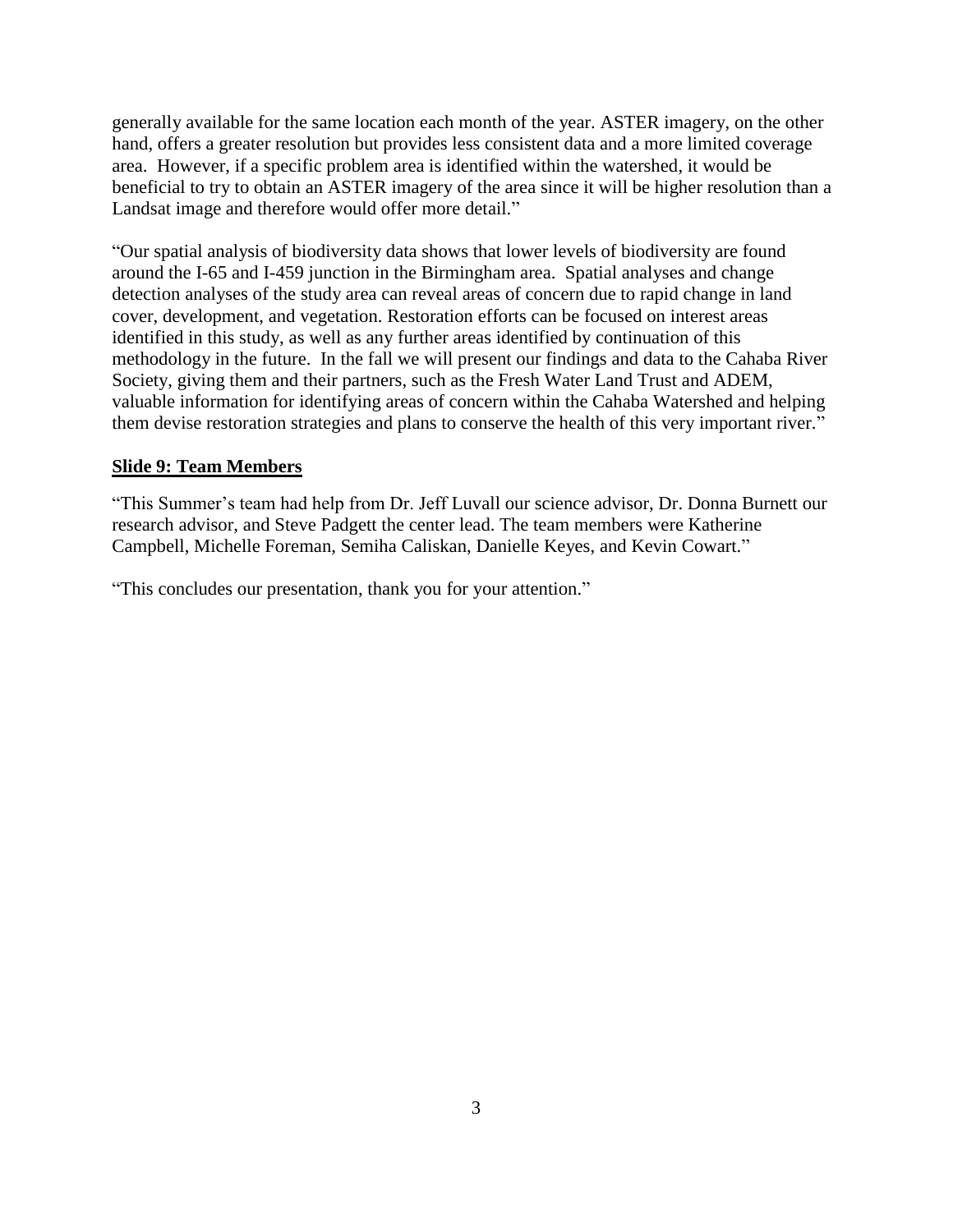generally available for the same location each month of the year. ASTER imagery, on the other hand, offers a greater resolution but provides less consistent data and a more limited coverage area. However, if a specific problem area is identified within the watershed, it would be beneficial to try to obtain an ASTER imagery of the area since it will be higher resolution than a Landsat image and therefore would offer more detail."

"Our spatial analysis of biodiversity data shows that lower levels of biodiversity are found around the I-65 and I-459 junction in the Birmingham area. Spatial analyses and change detection analyses of the study area can reveal areas of concern due to rapid change in land cover, development, and vegetation. Restoration efforts can be focused on interest areas identified in this study, as well as any further areas identified by continuation of this methodology in the future. In the fall we will present our findings and data to the Cahaba River Society, giving them and their partners, such as the Fresh Water Land Trust and ADEM, valuable information for identifying areas of concern within the Cahaba Watershed and helping them devise restoration strategies and plans to conserve the health of this very important river."

**Slide 9: Team Members**

"This Summer's team had help from Dr. Jeff Luvall our science advisor, Dr. Donna Burnett our research advisor, and Steve Padgett the center lead. The team members were Katherine Campbell, Michelle Foreman, Semiha Caliskan, Danielle Keyes, and Kevin Cowart."

"This concludes our presentation, thank you for your attention."